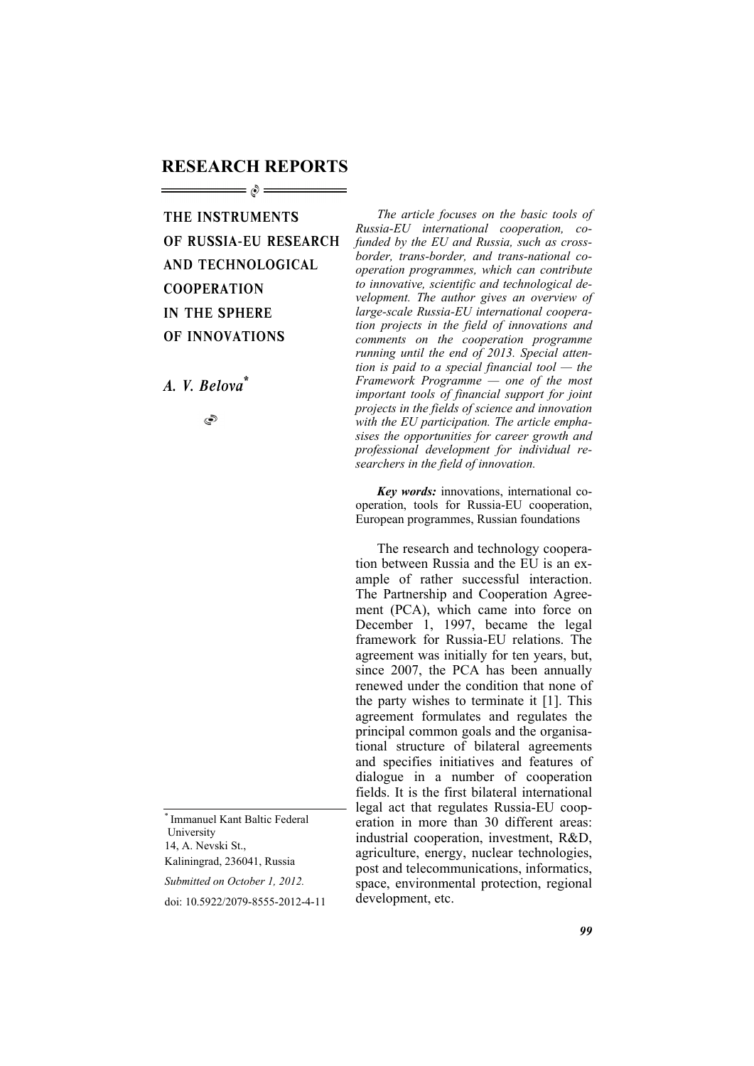# RESEARCH REPORTS

## THE INSTRUMENTS OF RUSSIA-EU RESEARCH AND TECHNOLOGICAL COOPERATION IN THE SPHERE OF INNOVATIONS

*A. V. Belova*[*]

*The article focuses on the basic tools of Russia-EU international cooperation, co-funded by the EU and Russia, such as cross-border, trans-border, and trans-national cooperation programmes, which can contribute to innovative, scientific and technological development. The author gives an overview of large-scale Russia-EU international cooperation projects in the field of innovations and comments on the cooperation programme running until the end of 2013. Special attention is paid to a special financial tool — the Framework Programme — one of the most important tools of financial support for joint projects in the fields of science and innovation with the EU participation. The article emphasises the opportunities for career growth and professional development for individual researchers in the field of innovation.*

***Key words:*** innovations, international cooperation, tools for Russia-EU cooperation, European programmes, Russian foundations

The research and technology cooperation between Russia and the EU is an example of rather successful interaction. The Partnership and Cooperation Agreement (PCA), which came into force on December 1, 1997, became the legal framework for Russia-EU relations. The agreement was initially for ten years, but, since 2007, the PCA has been annually renewed under the condition that none of the party wishes to terminate it [1]. This agreement formulates and regulates the principal common goals and the organisational structure of bilateral agreements and specifies initiatives and features of dialogue in a number of cooperation fields. It is the first bilateral international legal act that regulates Russia-EU cooperation in more than 30 different areas: industrial cooperation, investment, R&D, agriculture, energy, nuclear technologies, post and telecommunications, informatics, space, environmental protection, regional development, etc.

---

[*] Immanuel Kant Baltic Federal University
14, A. Nevski St.,
Kaliningrad, 236041, Russia

*Submitted on October 1, 2012.*

doi: 10.5922/2079-8555-2012-4-11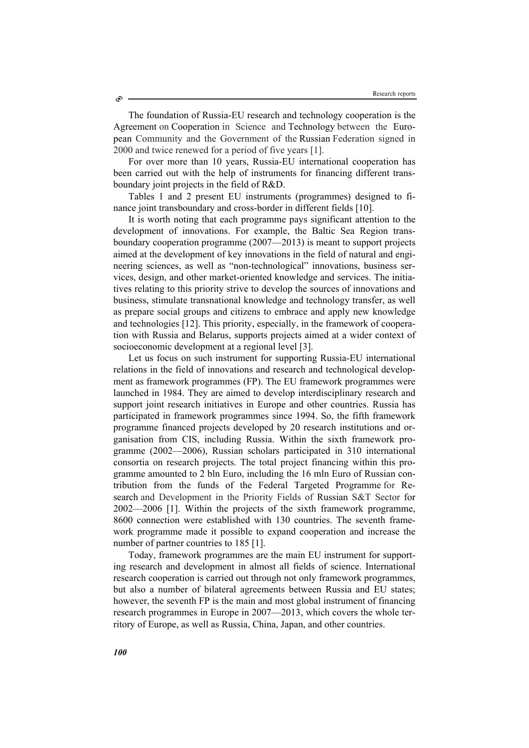The foundation of Russia-EU research and technology cooperation is the Agreement on Cooperation in Science and Technology between the European Community and the Government of the Russian Federation signed in 2000 and twice renewed for a period of five years [1].

For over more than 10 years, Russia-EU international cooperation has been carried out with the help of instruments for financing different transboundary joint projects in the field of R&D.

Tables 1 and 2 present EU instruments (programmes) designed to finance joint transboundary and cross-border in different fields [10].

It is worth noting that each programme pays significant attention to the development of innovations. For example, the Baltic Sea Region transboundary cooperation programme (2007—2013) is meant to support projects aimed at the development of key innovations in the field of natural and engineering sciences, as well as "non-technological" innovations, business services, design, and other market-oriented knowledge and services. The initiatives relating to this priority strive to develop the sources of innovations and business, stimulate transnational knowledge and technology transfer, as well as prepare social groups and citizens to embrace and apply new knowledge and technologies [12]. This priority, especially, in the framework of cooperation with Russia and Belarus, supports projects aimed at a wider context of socioeconomic development at a regional level [3].

Let us focus on such instrument for supporting Russia-EU international relations in the field of innovations and research and technological development as framework programmes (FP). The EU framework programmes were launched in 1984. They are aimed to develop interdisciplinary research and support joint research initiatives in Europe and other countries. Russia has participated in framework programmes since 1994. So, the fifth framework programme financed projects developed by 20 research institutions and organisation from CIS, including Russia. Within the sixth framework programme (2002—2006), Russian scholars participated in 310 international consortia on research projects. The total project financing within this programme amounted to 2 bln Euro, including the 16 mln Euro of Russian contribution from the funds of the Federal Targeted Programme for Research and Development in the Priority Fields of Russian S&T Sector for 2002—2006 [1]. Within the projects of the sixth framework programme, 8600 connection were established with 130 countries. The seventh framework programme made it possible to expand cooperation and increase the number of partner countries to 185 [1].

Today, framework programmes are the main EU instrument for supporting research and development in almost all fields of science. International research cooperation is carried out through not only framework programmes, but also a number of bilateral agreements between Russia and EU states; however, the seventh FP is the main and most global instrument of financing research programmes in Europe in 2007—2013, which covers the whole territory of Europe, as well as Russia, China, Japan, and other countries.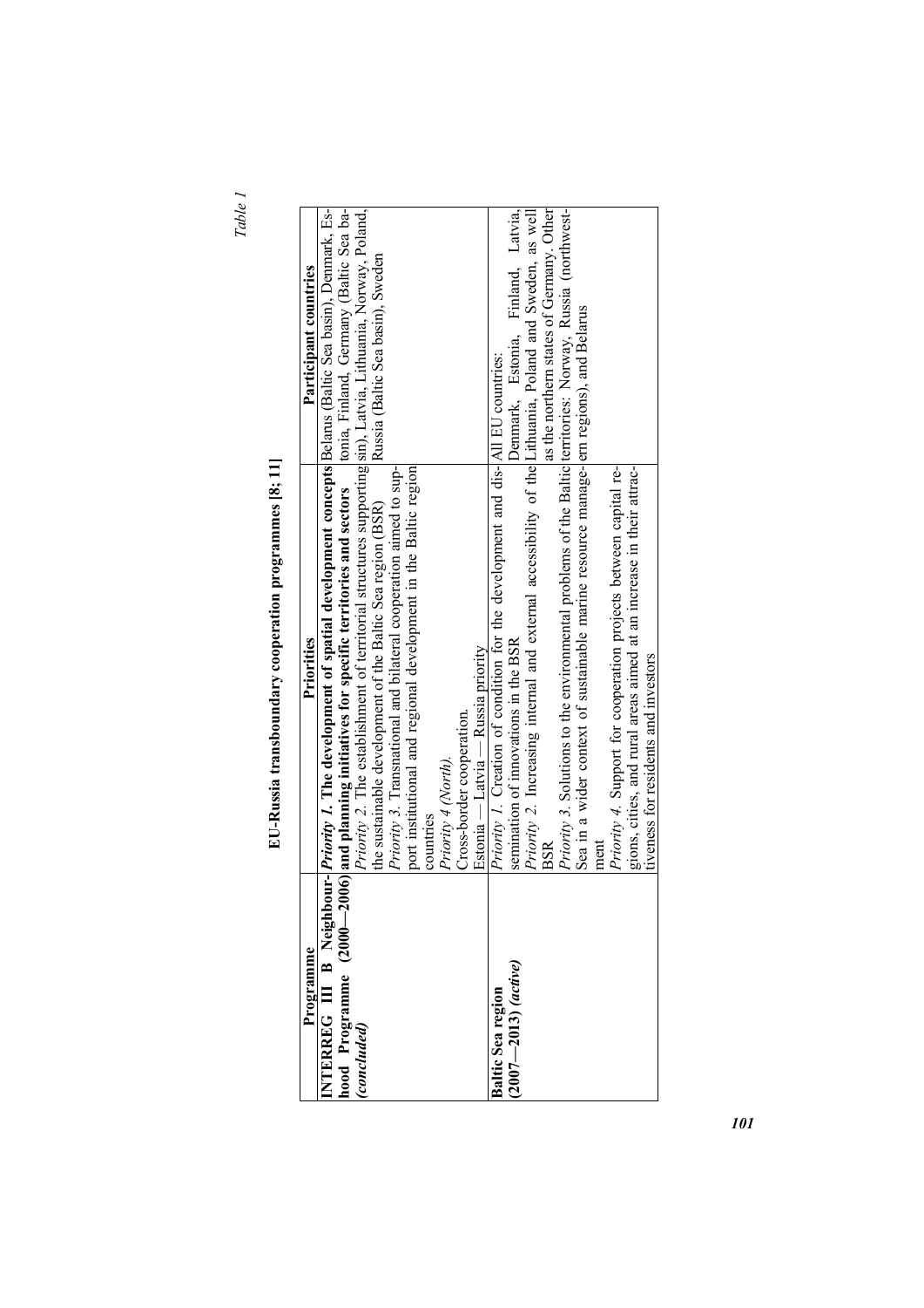*Table 1*

**EU-Russia transboundary cooperation programmes [8; 11]**

| Programme | Priorities | Participant countries |
|---|---|---|
| **INTERREG III B Neighbourhood Programme (2000—2006)** ***(concluded)*** | *Priority 1.* **The development of spatial development concepts and planning initiatives for specific territories and sectors**<br>*Priority 2.* The establishment of territorial structures supporting the sustainable development of the Baltic Sea region (BSR)<br>*Priority 3.* Transnational and bilateral cooperation aimed to support institutional and regional development in the Baltic region countries<br>*Priority 4 (North).* Cross-border cooperation. Estonia — Latvia — Russia priority | Belarus (Baltic Sea basin), Denmark, Estonia, Finland, Germany (Baltic Sea basin), Latvia, Lithuania, Norway, Poland, Russia (Baltic Sea basin), Sweden |
| **Baltic Sea region (2007—2013)** ***(active)*** | *Priority 1.* Creation of condition for the development and dissemination of innovations in the BSR<br>*Priority 2.* Increasing internal and external accessibility of the BSR<br>*Priority 3.* Solutions to the environmental problems of the Baltic Sea in a wider context of sustainable marine resource management<br>*Priority 4.* Support for cooperation projects between capital regions, cities, and rural areas aimed at an increase in their attractiveness for residents and investors | All EU countries: Denmark, Estonia, Finland, Latvia, Lithuania, Poland and Sweden, as well as the northern states of Germany. Other territories: Norway, Russia (northwestern regions), and Belarus |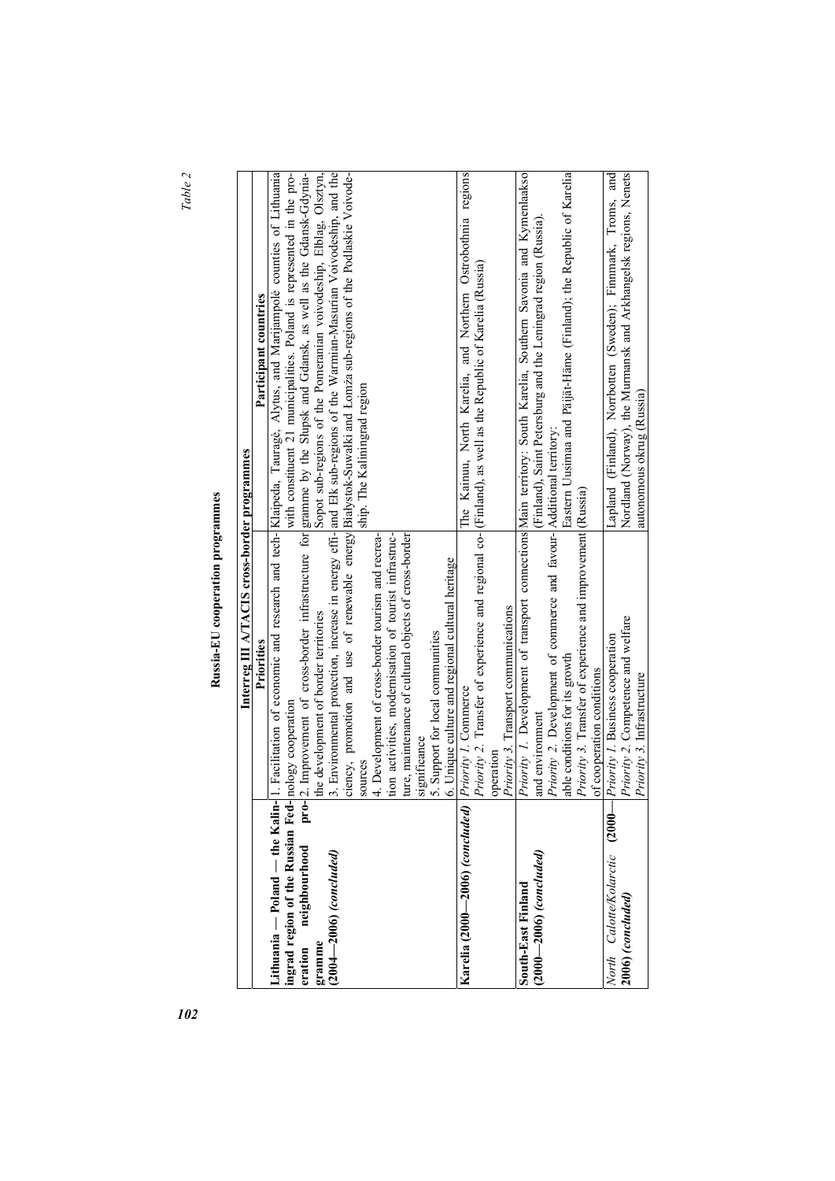*Table 2*

**Russia-EU cooperation programmes**

| | Priorities | Participant countries |
|---|---|---|
| **Interreg III A/TACIS cross-border programmes** | | |
| **Lithuania — Poland — the Kaliningrad region of the Russian Federation neighbourhood programme (2004—2006)** ***(concluded)*** | 1. Facilitation of economic and research and technology cooperation<br>2. Improvement of cross-border infrastructure for the development of border territories<br>3. Environmental protection, increase in energy efficiency, promotion and use of renewable energy sources<br>4. Development of cross-border tourism and recreation activities, modernisation of tourist infrastructure, maintenance of cultural objects of cross-border significance<br>5. Support for local communities<br>6. Unique culture and regional cultural heritage | Klaipeda, Tauragė, Alytus, and Marijampolė counties of Lithuania with constituent 21 municipalities. Poland is represented in the programme by the Słupsk and Gdansk, as well as the Gdansk-Gdynia-Sopot sub-regions of the Pomeranian voivodeship, Elblag, Olsztyn, and Ełk sub-regions of the Warmian-Masurian Voivodeship, and the Białystok-Suwałki and Łomża sub-regions of the Podlaskie Voivodeship. The Kaliningrad region |
| **Karelia (2000—2006)** ***(concluded)*** | *Priority 1.* Commerce<br>*Priority 2.* Transfer of experience and regional cooperation<br>*Priority 3.* Transport communications | The Kainuu, North Karelia, and Northern Ostrobothnia regions (Finland), as well as the Republic of Karelia (Russia) |
| **South-East Finland (2000—2006)** ***(concluded)*** | *Priority 1.* Development of transport connections and environment<br>*Priority 2.* Development of commerce and favourable conditions for its growth<br>*Priority 3.* Transfer of experience and improvement of cooperation conditions | Main territory: South Karelia, Southern Savonia and Kymenlaakso (Finland), Saint Petersburg and the Leningrad region (Russia).<br>Additional territory:<br>Eastern Uusimaa and Päijät-Häme (Finland); the Republic of Karelia (Russia) |
| *North Calotte/Kolarctic* **(2000—2006)** ***(concluded)*** | *Priority 1.* Business cooperation<br>*Priority 2.* Competence and welfare<br>*Priority 3.* Infrastructure | Lapland (Finland), Norrbotten (Sweden); Finnmark, Troms, and Nordland (Norway), the Murmansk and Arkhangelsk regions, Nenets autonomous okrug (Russia) |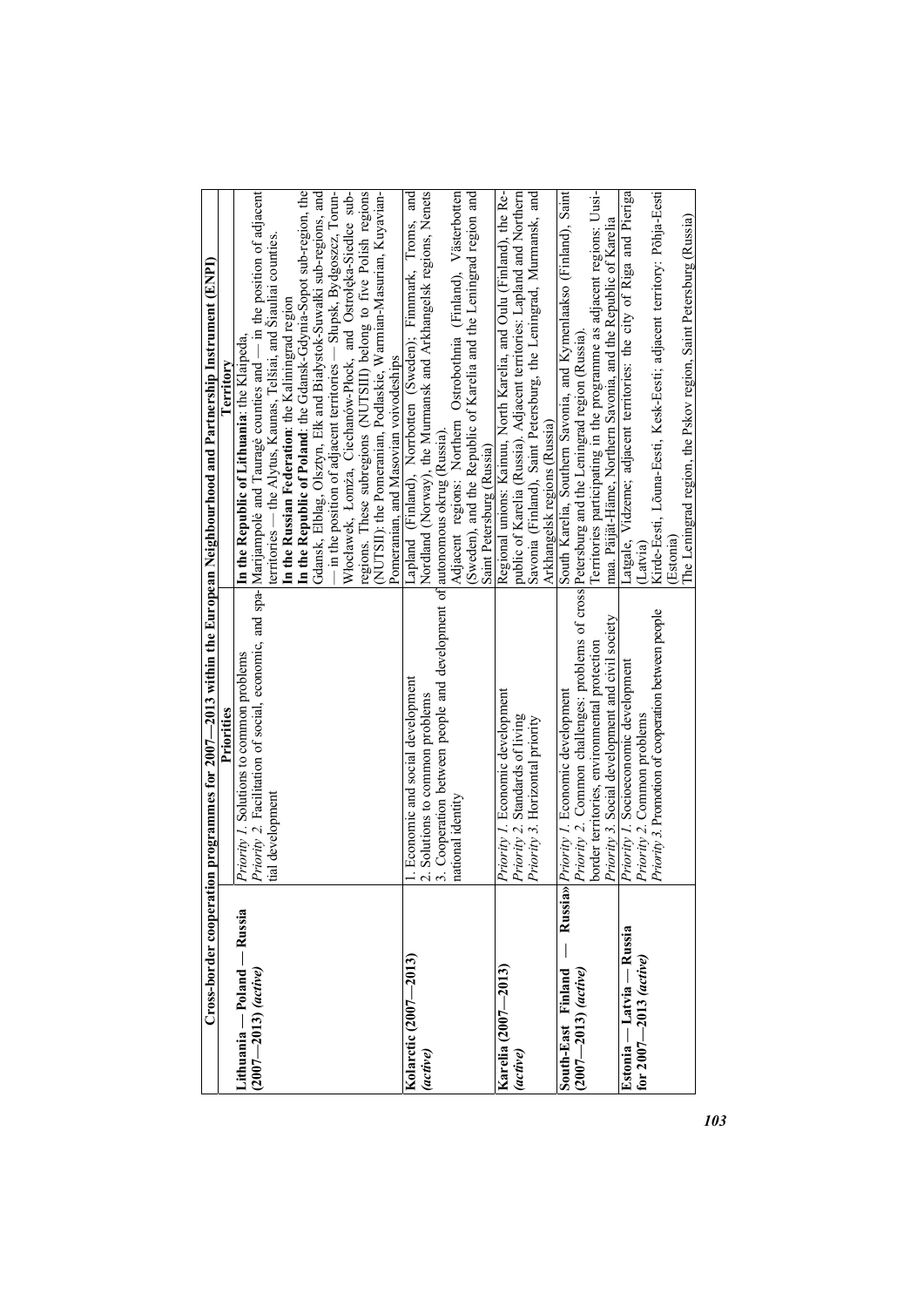| Cross-border cooperation programmes for 2007—2013 within the European Neighbourhood and Partnership Instrument (ENPI) | | |
|---|---|---|
| | **Priorities** | **Territory** |
| **Lithuania — Poland — Russia (2007—2013)** ***(active)*** | *Priority 1.* Solutions to common problems<br>*Priority 2.* Facilitation of social, economic, and spatial development | **In the Republic of Lithuania**: the Klaipeda, Marijampolė and Tauragė counties and — in the position of adjacent territories — the Alytus, Kaunas, Telšiai, and Šiauliai counties.<br>**In the Russian Federation**: the Kaliningrad region<br>**In the Republic of Poland**: the Gdansk-Gdynia-Sopot sub-region, the Gdansk, Elbląg, Olsztyn, Ełk and Białystok-Suwałki sub-regions, and — in the position of adjacent territories — Słupsk, Bydgoszcz, Toruń-Włocławek, Łomża, Ciechanów-Płock, and Ostrołęka-Siedlce subregions. These subregions (NUTSIII) belong to five Polish regions (NUTSII): the Pomeranian, Podlaskie, Warmian-Masurian, Kuyavian-Pomeranian, and Masovian voivodeships |
| **Kolarctic (2007—2013)** ***(active)*** | 1. Economic and social development<br>2. Solutions to common problems<br>3. Cooperation between people and development of national identity | Lapland (Finland), Norrbotten (Sweden); Finnmark, Troms, and Nordland (Norway), the Murmansk and Arkhangelsk regions, Nenets autonomous okrug (Russia).<br>Adjacent regions: Northern Ostrobothnia (Finland), Västerbotten (Sweden), and the Republic of Karelia and the Leningrad region and Saint Petersburg (Russia) |
| **Karelia (2007—2013)** ***(active)*** | *Priority 1.* Economic development<br>*Priority 2.* Standards of living<br>*Priority 3.* Horizontal priority | Regional unions: Kainuu, North Karelia, and Oulu (Finland), the Republic of Karelia (Russia). Adjacent territories: Lapland and Northern Savonia (Finland), Saint Petersburg, the Leningrad, Murmansk, and Arkhangelsk regions (Russia) |
| **South-East Finland — Russia» (2007—2013)** ***(active)*** | *Priority 1.* Economic development<br>*Priority 2.* Common challenges: problems of cross border territories, environmental protection<br>*Priority 3.* Social development and civil society | South Karelia, Southern Savonia, and Kymenlaakso (Finland), Saint Petersburg and the Leningrad region (Russia).<br>Territories participating in the programme as adjacent regions: Uusimaa, Päijät-Häme, Northern Savonia, and the Republic of Karelia |
| **Estonia — Latvia — Russia for 2007—2013** ***(active)*** | *Priority 1.* Socioeconomic development<br>*Priority 2.* Common problems<br>*Priority 3.* Promotion of cooperation between people | Latgale, Vidzeme; adjacent territories: the city of Riga and Pierga (Latvia)<br>Kirde-Eesti, Lõuna-Eesti, Kesk-Eesti; adjacent territory: Põhja-Eesti (Estonia)<br>The Leningrad region, the Pskov region, Saint Petersburg (Russia) |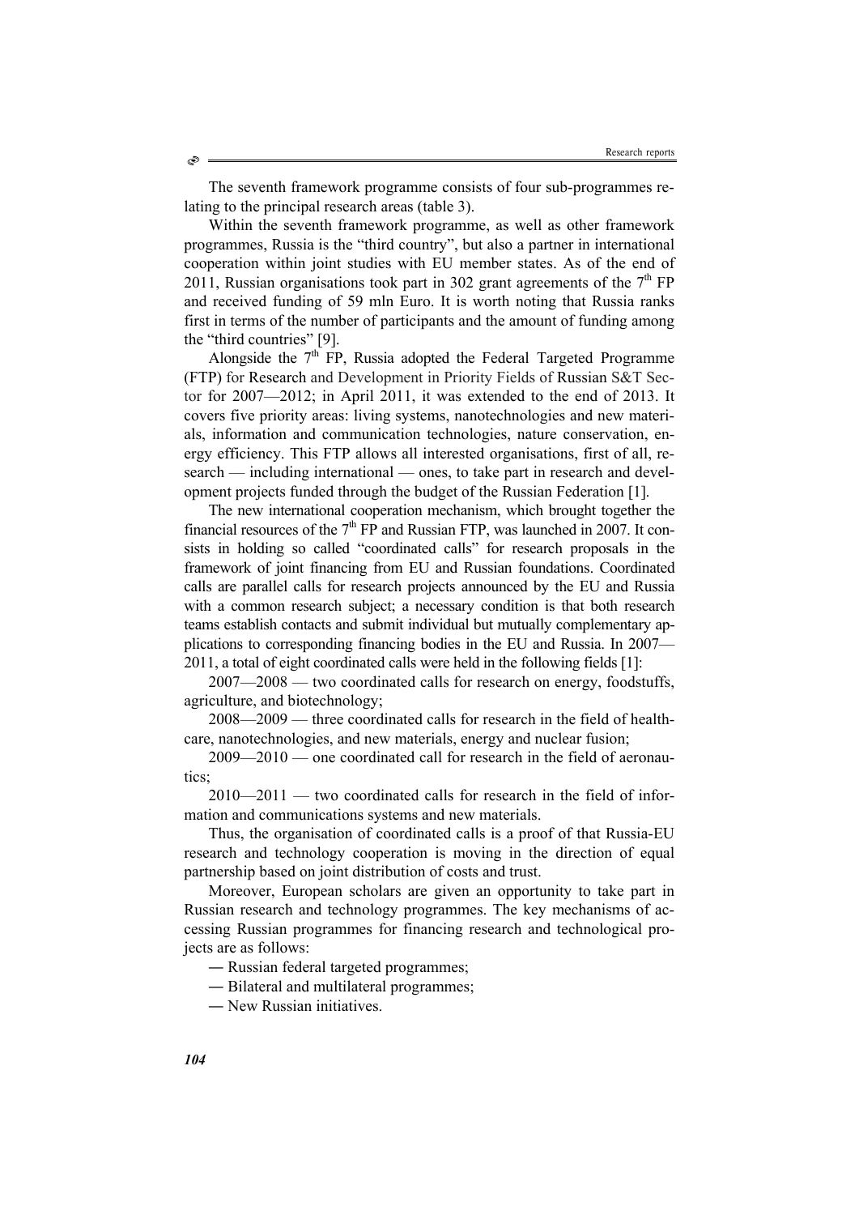The seventh framework programme consists of four sub-programmes relating to the principal research areas (table 3).

Within the seventh framework programme, as well as other framework programmes, Russia is the "third country", but also a partner in international cooperation within joint studies with EU member states. As of the end of 2011, Russian organisations took part in 302 grant agreements of the 7th FP and received funding of 59 mln Euro. It is worth noting that Russia ranks first in terms of the number of participants and the amount of funding among the "third countries" [9].

Alongside the 7th FP, Russia adopted the Federal Targeted Programme (FTP) for Research and Development in Priority Fields of Russian S&T Sector for 2007—2012; in April 2011, it was extended to the end of 2013. It covers five priority areas: living systems, nanotechnologies and new materials, information and communication technologies, nature conservation, energy efficiency. This FTP allows all interested organisations, first of all, research — including international — ones, to take part in research and development projects funded through the budget of the Russian Federation [1].

The new international cooperation mechanism, which brought together the financial resources of the 7th FP and Russian FTP, was launched in 2007. It consists in holding so called "coordinated calls" for research proposals in the framework of joint financing from EU and Russian foundations. Coordinated calls are parallel calls for research projects announced by the EU and Russia with a common research subject; a necessary condition is that both research teams establish contacts and submit individual but mutually complementary applications to corresponding financing bodies in the EU and Russia. In 2007—2011, a total of eight coordinated calls were held in the following fields [1]:

2007—2008 — two coordinated calls for research on energy, foodstuffs, agriculture, and biotechnology;

2008—2009 — three coordinated calls for research in the field of healthcare, nanotechnologies, and new materials, energy and nuclear fusion;

2009—2010 — one coordinated call for research in the field of aeronautics;

2010—2011 — two coordinated calls for research in the field of information and communications systems and new materials.

Thus, the organisation of coordinated calls is a proof of that Russia-EU research and technology cooperation is moving in the direction of equal partnership based on joint distribution of costs and trust.

Moreover, European scholars are given an opportunity to take part in Russian research and technology programmes. The key mechanisms of accessing Russian programmes for financing research and technological projects are as follows:

— Russian federal targeted programmes;

— Bilateral and multilateral programmes;

— New Russian initiatives.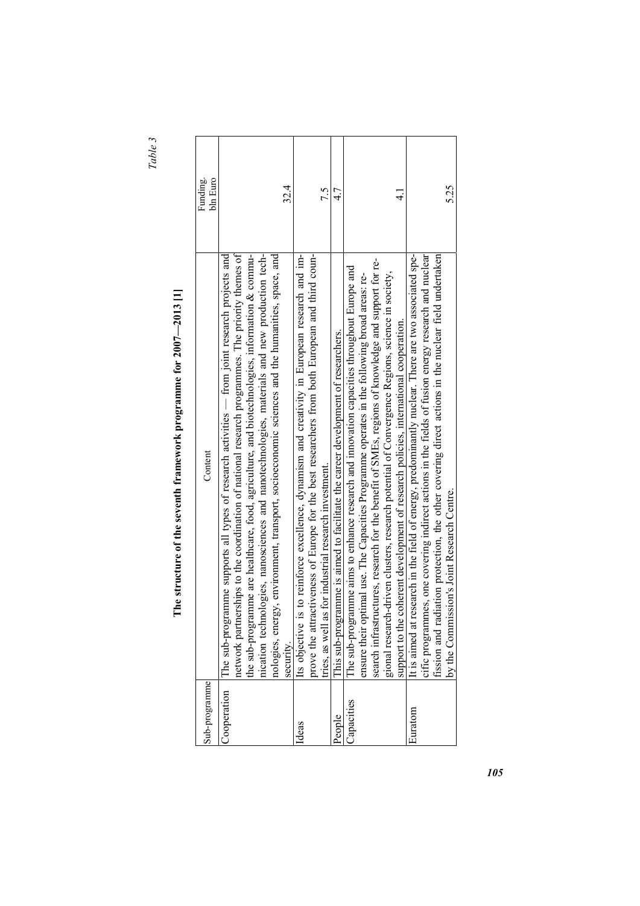*Table 3*

**The structure of the seventh framework programme for 2007—2013 [1]**

| Sub-programme | Content | Funding, bln Euro |
|---|---|---|
| Cooperation | The sub-programme supports all types of research activities — from joint research projects and network partnerships to the coordination of national research programmes. The priority themes of the sub-programme are healthcare, food, agriculture, and biotechnologies, information & communication technologies, nanosciences and nanotechnologies, materials and new production technologies, energy, environment, transport, socioeconomic sciences and the humanities, space, and security. | 32.4 |
| Ideas | Its objective is to reinforce excellence, dynamism and creativity in European research and improve the attractiveness of Europe for the best researchers from both European and third countries, as well as for industrial research investment. | 7.5 |
| People | This sub-programme is aimed to facilitate the career development of researchers. | 4.7 |
| Capacities | The sub-programme aims to enhance research and innovation capacities throughout Europe and ensure their optimal use. The Capacities Programme operates in the following broad areas: research infrastructures, research for the benefit of SMEs, regions of knowledge and support for regional research-driven clusters, research potential of Convergence Regions, science in society, support to the coherent development of research policies, international cooperation. | 4.1 |
| Euratom | It is aimed at research in the field of energy, predominantly nuclear. There are two associated specific programmes, one covering indirect actions in the fields of fusion energy research and nuclear fission and radiation protection, the other covering direct actions in the nuclear field undertaken by the Commission's Joint Research Centre. | 5.25 |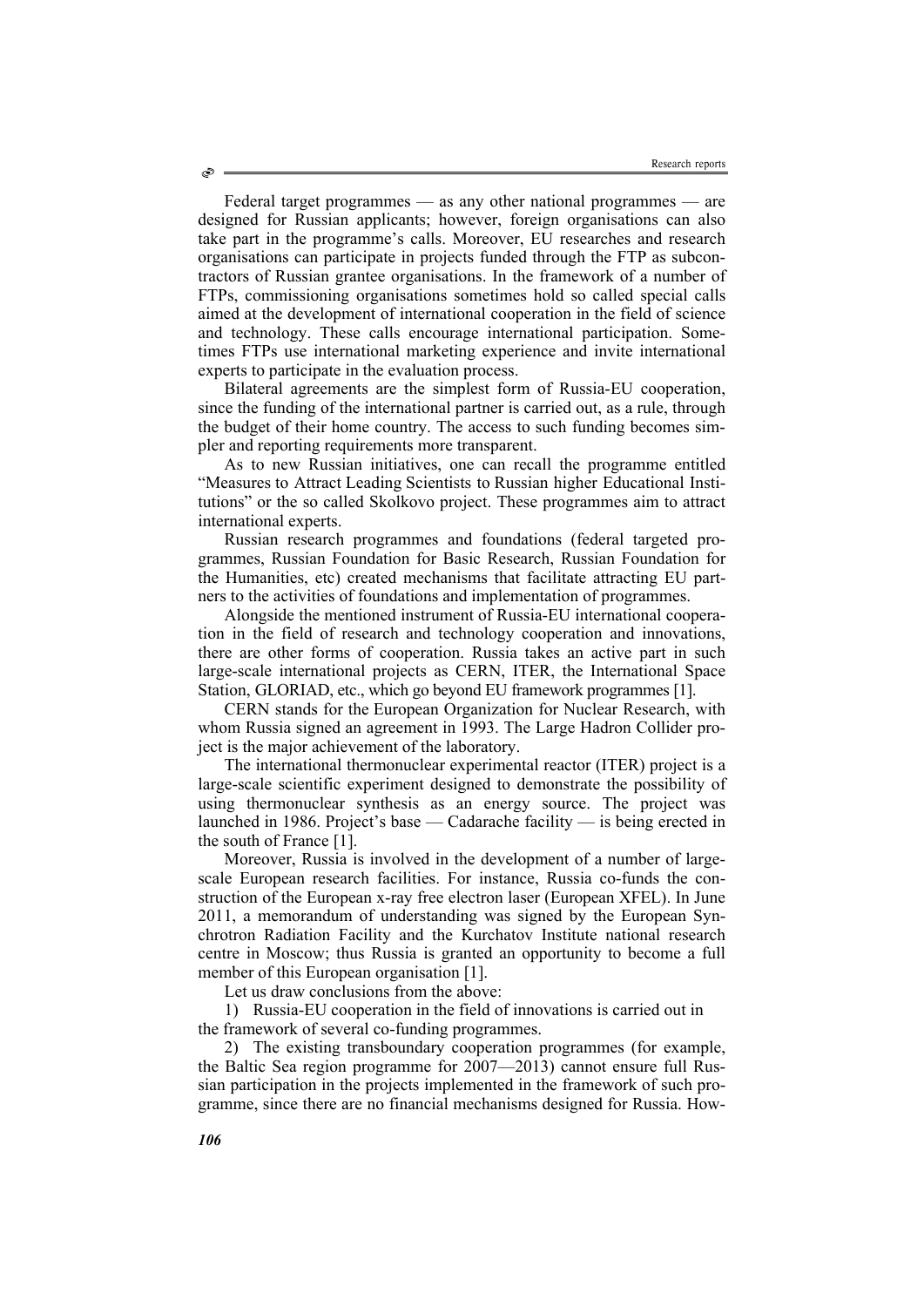Federal target programmes — as any other national programmes — are designed for Russian applicants; however, foreign organisations can also take part in the programme's calls. Moreover, EU researches and research organisations can participate in projects funded through the FTP as subcontractors of Russian grantee organisations. In the framework of a number of FTPs, commissioning organisations sometimes hold so called special calls aimed at the development of international cooperation in the field of science and technology. These calls encourage international participation. Sometimes FTPs use international marketing experience and invite international experts to participate in the evaluation process.

Bilateral agreements are the simplest form of Russia-EU cooperation, since the funding of the international partner is carried out, as a rule, through the budget of their home country. The access to such funding becomes simpler and reporting requirements more transparent.

As to new Russian initiatives, one can recall the programme entitled "Measures to Attract Leading Scientists to Russian higher Educational Institutions" or the so called Skolkovo project. These programmes aim to attract international experts.

Russian research programmes and foundations (federal targeted programmes, Russian Foundation for Basic Research, Russian Foundation for the Humanities, etc) created mechanisms that facilitate attracting EU partners to the activities of foundations and implementation of programmes.

Alongside the mentioned instrument of Russia-EU international cooperation in the field of research and technology cooperation and innovations, there are other forms of cooperation. Russia takes an active part in such large-scale international projects as CERN, ITER, the International Space Station, GLORIAD, etc., which go beyond EU framework programmes [1].

CERN stands for the European Organization for Nuclear Research, with whom Russia signed an agreement in 1993. The Large Hadron Collider project is the major achievement of the laboratory.

The international thermonuclear experimental reactor (ITER) project is a large-scale scientific experiment designed to demonstrate the possibility of using thermonuclear synthesis as an energy source. The project was launched in 1986. Project's base — Cadarache facility — is being erected in the south of France [1].

Moreover, Russia is involved in the development of a number of large-scale European research facilities. For instance, Russia co-funds the construction of the European x-ray free electron laser (European XFEL). In June 2011, a memorandum of understanding was signed by the European Synchrotron Radiation Facility and the Kurchatov Institute national research centre in Moscow; thus Russia is granted an opportunity to become a full member of this European organisation [1].

Let us draw conclusions from the above:

1) Russia-EU cooperation in the field of innovations is carried out in the framework of several co-funding programmes.

2) The existing transboundary cooperation programmes (for example, the Baltic Sea region programme for 2007—2013) cannot ensure full Russian participation in the projects implemented in the framework of such programme, since there are no financial mechanisms designed for Russia. How-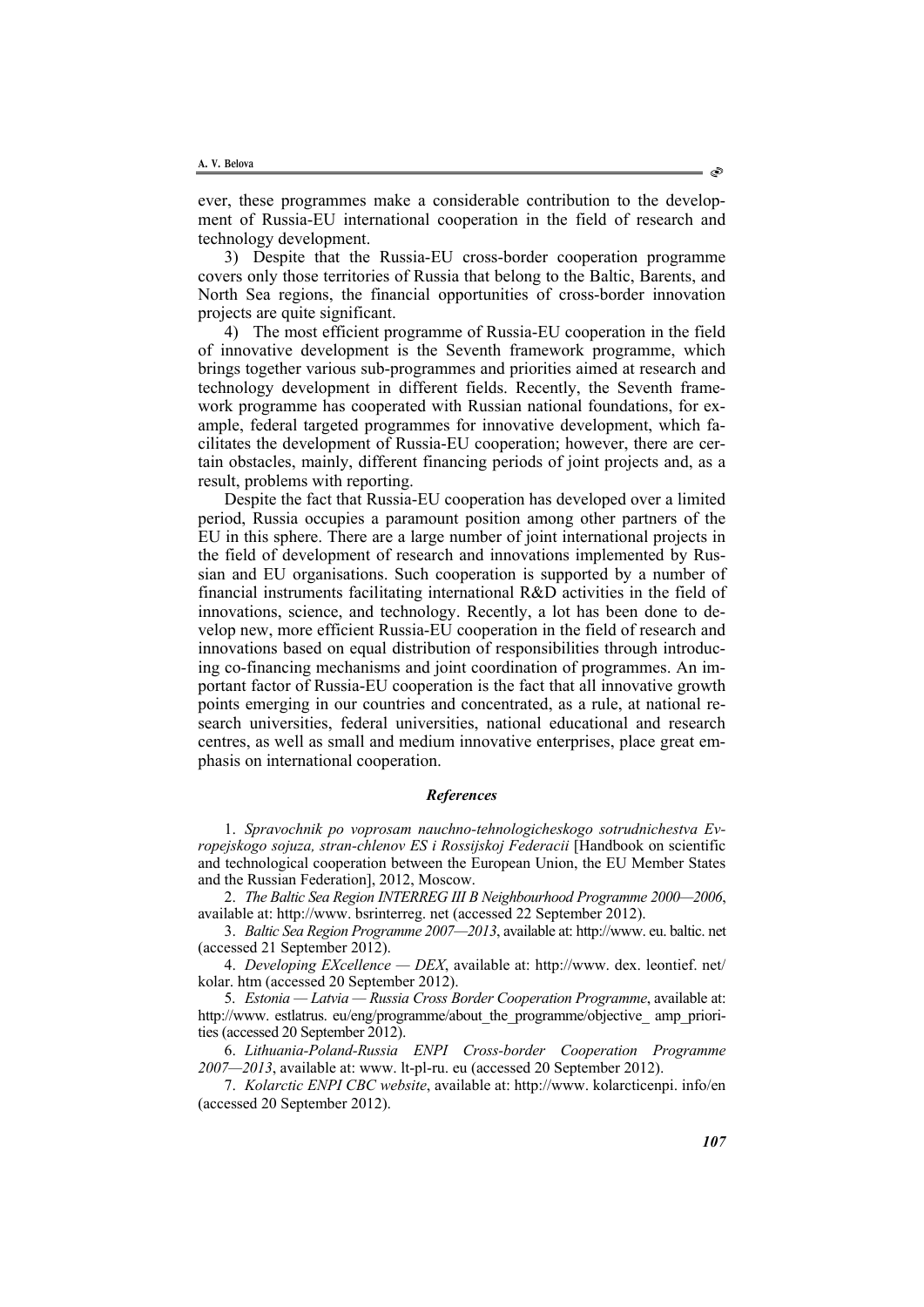ever, these programmes make a considerable contribution to the development of Russia-EU international cooperation in the field of research and technology development.

3) Despite that the Russia-EU cross-border cooperation programme covers only those territories of Russia that belong to the Baltic, Barents, and North Sea regions, the financial opportunities of cross-border innovation projects are quite significant.

4) The most efficient programme of Russia-EU cooperation in the field of innovative development is the Seventh framework programme, which brings together various sub-programmes and priorities aimed at research and technology development in different fields. Recently, the Seventh framework programme has cooperated with Russian national foundations, for example, federal targeted programmes for innovative development, which facilitates the development of Russia-EU cooperation; however, there are certain obstacles, mainly, different financing periods of joint projects and, as a result, problems with reporting.

Despite the fact that Russia-EU cooperation has developed over a limited period, Russia occupies a paramount position among other partners of the EU in this sphere. There are a large number of joint international projects in the field of development of research and innovations implemented by Russian and EU organisations. Such cooperation is supported by a number of financial instruments facilitating international R&D activities in the field of innovations, science, and technology. Recently, a lot has been done to develop new, more efficient Russia-EU cooperation in the field of research and innovations based on equal distribution of responsibilities through introducing co-financing mechanisms and joint coordination of programmes. An important factor of Russia-EU cooperation is the fact that all innovative growth points emerging in our countries and concentrated, as a rule, at national research universities, federal universities, national educational and research centres, as well as small and medium innovative enterprises, place great emphasis on international cooperation.

### *References*

1. *Spravochnik po voprosam nauchno-tehnologicheskogo sotrudnichestva Evropejskogo sojuza, stran-chlenov ES i Rossijskoj Federacii* [Handbook on scientific and technological cooperation between the European Union, the EU Member States and the Russian Federation], 2012, Moscow.

2. *The Baltic Sea Region INTERREG III B Neighbourhood Programme 2000—2006*, available at: http://www. bsrinterreg. net (accessed 22 September 2012).

3. *Baltic Sea Region Programme 2007—2013*, available at: http://www. eu. baltic. net (accessed 21 September 2012).

4. *Developing EXcellence — DEX*, available at: http://www. dex. leontief. net/ kolar. htm (accessed 20 September 2012).

5. *Estonia — Latvia — Russia Cross Border Cooperation Programme*, available at: http://www. estlatrus. eu/eng/programme/about_the_programme/objective_ amp_priorities (accessed 20 September 2012).

6. *Lithuania-Poland-Russia ENPI Cross-border Cooperation Programme 2007—2013*, available at: www. lt-pl-ru. eu (accessed 20 September 2012).

7. *Kolarctic ENPI CBC website*, available at: http://www. kolarcticenpi. info/en (accessed 20 September 2012).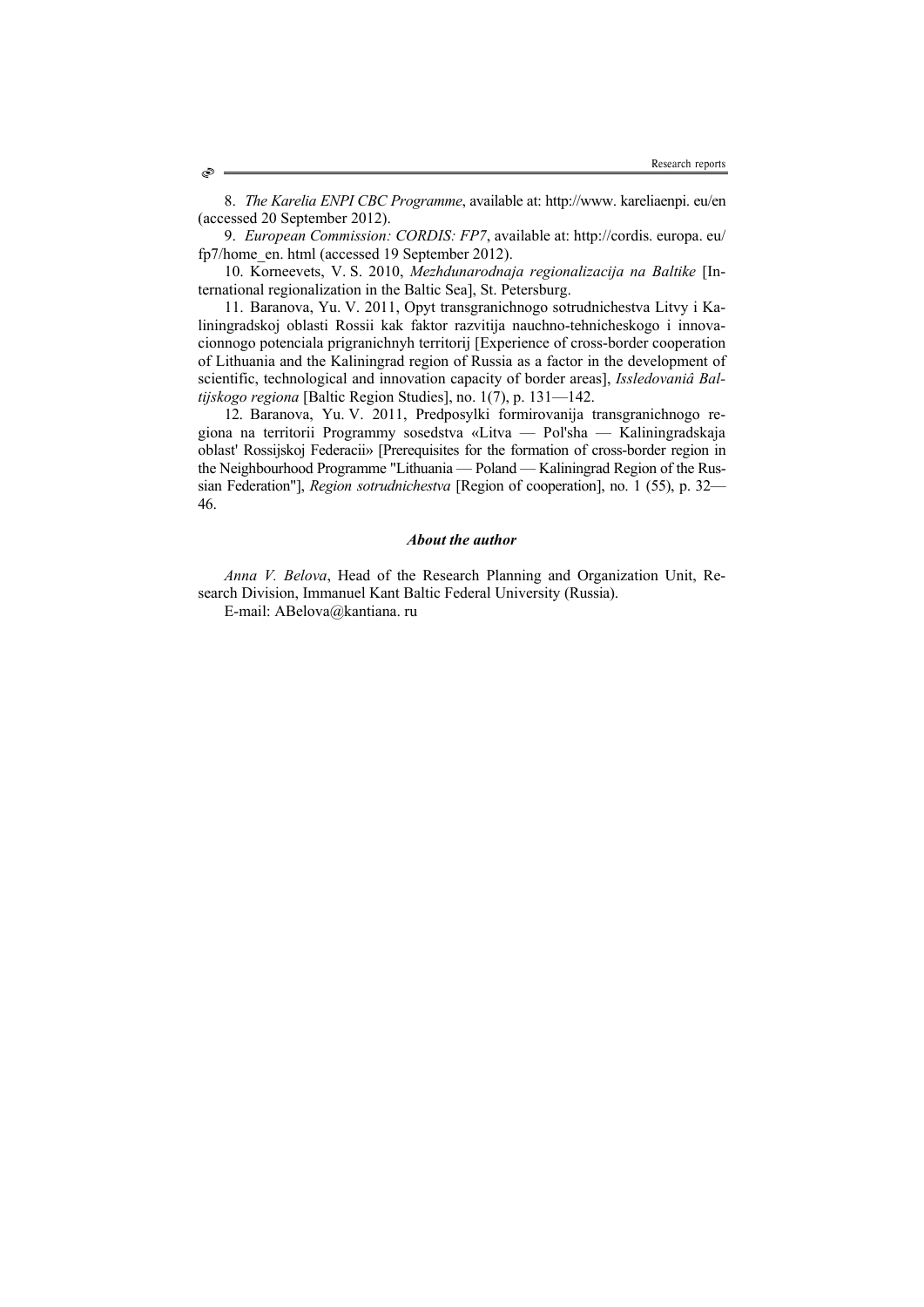8. *The Karelia ENPI CBC Programme*, available at: http://www. kareliaenpi. eu/en (accessed 20 September 2012).

9. *European Commission: CORDIS: FP7*, available at: http://cordis. europa. eu/ fp7/home_en. html (accessed 19 September 2012).

10. Korneevets, V. S. 2010, *Mezhdunarodnaja regionalizacija na Baltike* [International regionalization in the Baltic Sea], St. Petersburg.

11. Baranova, Yu. V. 2011, Opyt transgranichnogo sotrudnichestva Litvy i Kaliningradskoj oblasti Rossii kak faktor razvitija nauchno-tehnicheskogo i innovacionnogo potenciala prigranichnyh territorij [Experience of cross-border cooperation of Lithuania and the Kaliningrad region of Russia as a factor in the development of scientific, technological and innovation capacity of border areas], *Issledovaniâ Baltijskogo regiona* [Baltic Region Studies], no. 1(7), p. 131—142.

12. Baranova, Yu. V. 2011, Predposylki formirovanija transgranichnogo regiona na territorii Programmy sosedstva «Litva — Pol'sha — Kaliningradskaja oblast' Rossijskoj Federacii» [Prerequisites for the formation of cross-border region in the Neighbourhood Programme "Lithuania — Poland — Kaliningrad Region of the Russian Federation"], *Region sotrudnichestva* [Region of cooperation], no. 1 (55), p. 32—46.

### *About the author*

*Anna V. Belova*, Head of the Research Planning and Organization Unit, Research Division, Immanuel Kant Baltic Federal University (Russia).

E-mail: ABelova@kantiana. ru